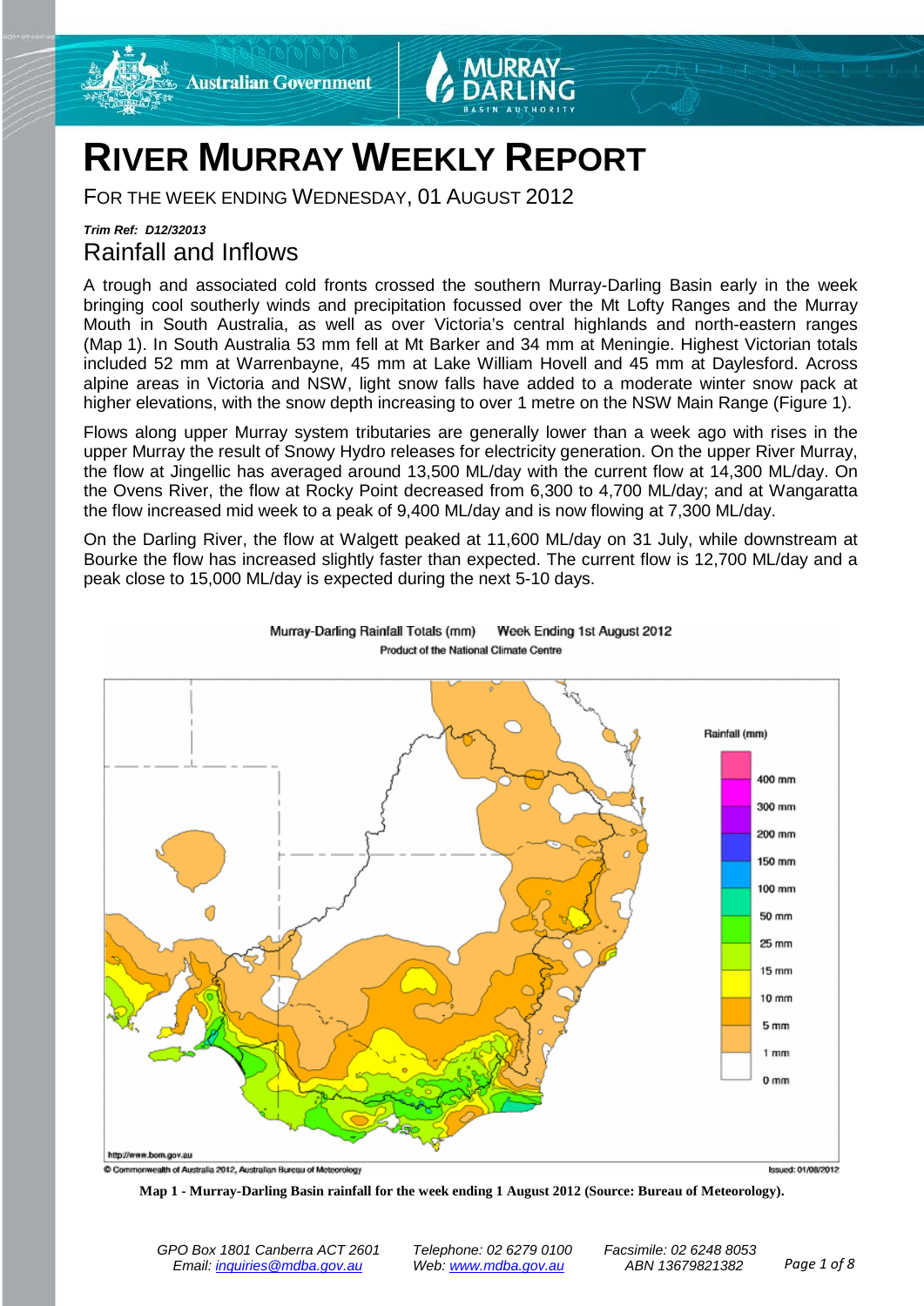# RIVER MURRAY WEEKLY REPORT

FOR THE WEEK ENDING WEDNESDAY, 01 AUGUST 2012

***Trim Ref: D12/32013***

## Rainfall and Inflows

A trough and associated cold fronts crossed the southern Murray-Darling Basin early in the week bringing cool southerly winds and precipitation focussed over the Mt Lofty Ranges and the Murray Mouth in South Australia, as well as over Victoria's central highlands and north-eastern ranges (Map 1). In South Australia 53 mm fell at Mt Barker and 34 mm at Meningie. Highest Victorian totals included 52 mm at Warrenbayne, 45 mm at Lake William Hovell and 45 mm at Daylesford. Across alpine areas in Victoria and NSW, light snow falls have added to a moderate winter snow pack at higher elevations, with the snow depth increasing to over 1 metre on the NSW Main Range (Figure 1).

Flows along upper Murray system tributaries are generally lower than a week ago with rises in the upper Murray the result of Snowy Hydro releases for electricity generation. On the upper River Murray, the flow at Jingellic has averaged around 13,500 ML/day with the current flow at 14,300 ML/day. On the Ovens River, the flow at Rocky Point decreased from 6,300 to 4,700 ML/day; and at Wangaratta the flow increased mid week to a peak of 9,400 ML/day and is now flowing at 7,300 ML/day.

On the Darling River, the flow at Walgett peaked at 11,600 ML/day on 31 July, while downstream at Bourke the flow has increased slightly faster than expected. The current flow is 12,700 ML/day and a peak close to 15,000 ML/day is expected during the next 5-10 days.

**Map 1 - Murray-Darling Basin rainfall for the week ending 1 August 2012 (Source: Bureau of Meteorology).**

GPO Box 1801 Canberra ACT 2601 Telephone: 02 6279 0100 Facsimile: 02 6248 8053
Email: inquiries@mdba.gov.au Web: www.mdba.gov.au ABN 13679821382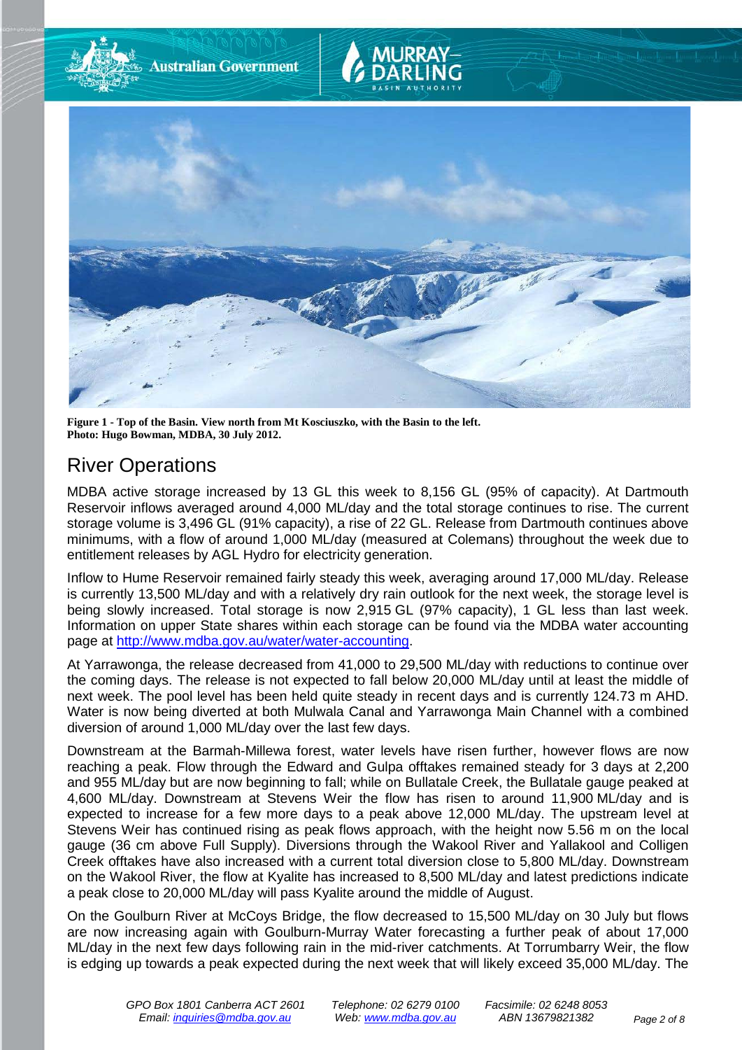**Figure 1 - Top of the Basin. View north from Mt Kosciuszko, with the Basin to the left. Photo: Hugo Bowman, MDBA, 30 July 2012.**

## River Operations

MDBA active storage increased by 13 GL this week to 8,156 GL (95% of capacity). At Dartmouth Reservoir inflows averaged around 4,000 ML/day and the total storage continues to rise. The current storage volume is 3,496 GL (91% capacity), a rise of 22 GL. Release from Dartmouth continues above minimums, with a flow of around 1,000 ML/day (measured at Colemans) throughout the week due to entitlement releases by AGL Hydro for electricity generation.

Inflow to Hume Reservoir remained fairly steady this week, averaging around 17,000 ML/day. Release is currently 13,500 ML/day and with a relatively dry rain outlook for the next week, the storage level is being slowly increased. Total storage is now 2,915 GL (97% capacity), 1 GL less than last week. Information on upper State shares within each storage can be found via the MDBA water accounting page at http://www.mdba.gov.au/water/water-accounting.

At Yarrawonga, the release decreased from 41,000 to 29,500 ML/day with reductions to continue over the coming days. The release is not expected to fall below 20,000 ML/day until at least the middle of next week. The pool level has been held quite steady in recent days and is currently 124.73 m AHD. Water is now being diverted at both Mulwala Canal and Yarrawonga Main Channel with a combined diversion of around 1,000 ML/day over the last few days.

Downstream at the Barmah-Millewa forest, water levels have risen further, however flows are now reaching a peak. Flow through the Edward and Gulpa offtakes remained steady for 3 days at 2,200 and 955 ML/day but are now beginning to fall; while on Bullatale Creek, the Bullatale gauge peaked at 4,600 ML/day. Downstream at Stevens Weir the flow has risen to around 11,900 ML/day and is expected to increase for a few more days to a peak above 12,000 ML/day. The upstream level at Stevens Weir has continued rising as peak flows approach, with the height now 5.56 m on the local gauge (36 cm above Full Supply). Diversions through the Wakool River and Yallakool and Colligen Creek offtakes have also increased with a current total diversion close to 5,800 ML/day. Downstream on the Wakool River, the flow at Kyalite has increased to 8,500 ML/day and latest predictions indicate a peak close to 20,000 ML/day will pass Kyalite around the middle of August.

On the Goulburn River at McCoys Bridge, the flow decreased to 15,500 ML/day on 30 July but flows are now increasing again with Goulburn-Murray Water forecasting a further peak of about 17,000 ML/day in the next few days following rain in the mid-river catchments. At Torrumbarry Weir, the flow is edging up towards a peak expected during the next week that will likely exceed 35,000 ML/day. The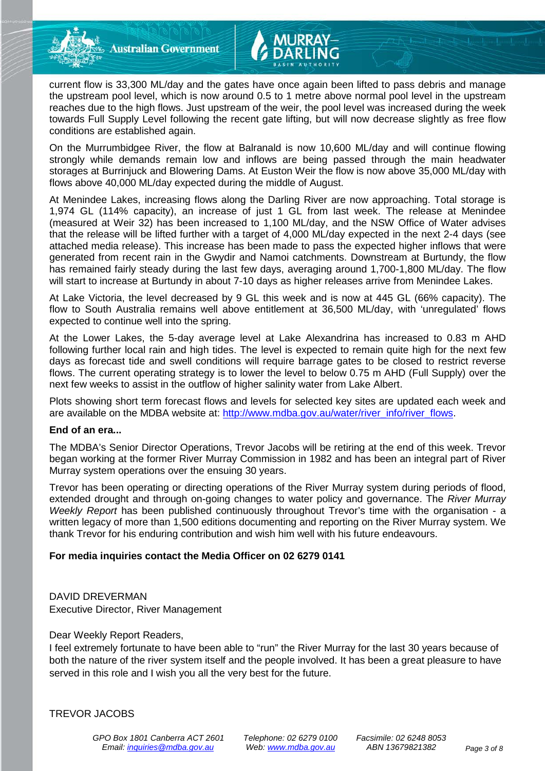current flow is 33,300 ML/day and the gates have once again been lifted to pass debris and manage the upstream pool level, which is now around 0.5 to 1 metre above normal pool level in the upstream reaches due to the high flows. Just upstream of the weir, the pool level was increased during the week towards Full Supply Level following the recent gate lifting, but will now decrease slightly as free flow conditions are established again.

On the Murrumbidgee River, the flow at Balranald is now 10,600 ML/day and will continue flowing strongly while demands remain low and inflows are being passed through the main headwater storages at Burrinjuck and Blowering Dams. At Euston Weir the flow is now above 35,000 ML/day with flows above 40,000 ML/day expected during the middle of August.

At Menindee Lakes, increasing flows along the Darling River are now approaching. Total storage is 1,974 GL (114% capacity), an increase of just 1 GL from last week. The release at Menindee (measured at Weir 32) has been increased to 1,100 ML/day, and the NSW Office of Water advises that the release will be lifted further with a target of 4,000 ML/day expected in the next 2-4 days (see attached media release). This increase has been made to pass the expected higher inflows that were generated from recent rain in the Gwydir and Namoi catchments. Downstream at Burtundy, the flow has remained fairly steady during the last few days, averaging around 1,700-1,800 ML/day. The flow will start to increase at Burtundy in about 7-10 days as higher releases arrive from Menindee Lakes.

At Lake Victoria, the level decreased by 9 GL this week and is now at 445 GL (66% capacity). The flow to South Australia remains well above entitlement at 36,500 ML/day, with 'unregulated' flows expected to continue well into the spring.

At the Lower Lakes, the 5-day average level at Lake Alexandrina has increased to 0.83 m AHD following further local rain and high tides. The level is expected to remain quite high for the next few days as forecast tide and swell conditions will require barrage gates to be closed to restrict reverse flows. The current operating strategy is to lower the level to below 0.75 m AHD (Full Supply) over the next few weeks to assist in the outflow of higher salinity water from Lake Albert.

Plots showing short term forecast flows and levels for selected key sites are updated each week and are available on the MDBA website at: http://www.mdba.gov.au/water/river_info/river_flows.

**End of an era...**

The MDBA's Senior Director Operations, Trevor Jacobs will be retiring at the end of this week. Trevor began working at the former River Murray Commission in 1982 and has been an integral part of River Murray system operations over the ensuing 30 years.

Trevor has been operating or directing operations of the River Murray system during periods of flood, extended drought and through on-going changes to water policy and governance. The *River Murray Weekly Report* has been published continuously throughout Trevor's time with the organisation - a written legacy of more than 1,500 editions documenting and reporting on the River Murray system. We thank Trevor for his enduring contribution and wish him well with his future endeavours.

**For media inquiries contact the Media Officer on 02 6279 0141**

DAVID DREVERMAN
Executive Director, River Management

Dear Weekly Report Readers,
I feel extremely fortunate to have been able to "run" the River Murray for the last 30 years because of both the nature of the river system itself and the people involved. It has been a great pleasure to have served in this role and I wish you all the very best for the future.

TREVOR JACOBS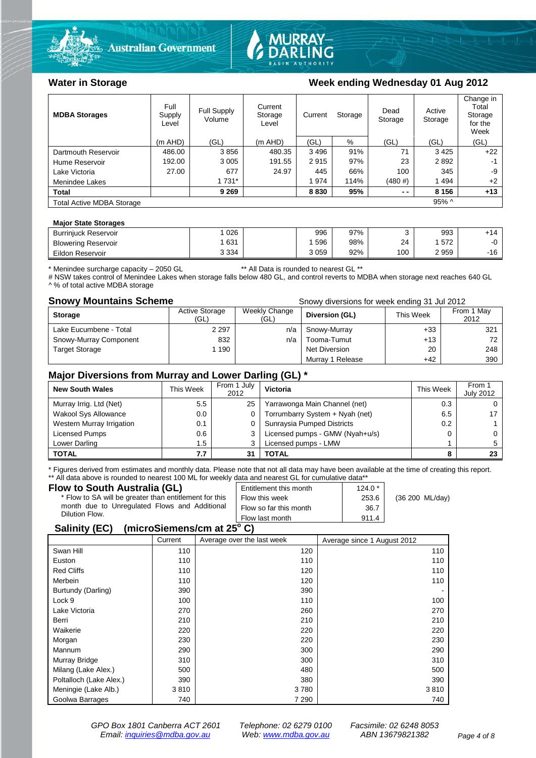## Water in Storage

**Week ending Wednesday 01 Aug 2012**

| MDBA Storages | Full Supply Level | Full Supply Volume | Current Storage Level | Current Storage | | Dead Storage | Active Storage | Change in Total Storage for the Week |
|---|---|---|---|---|---|---|---|---|
| | (m AHD) | (GL) | (m AHD) | (GL) | % | (GL) | (GL) | (GL) |
| Dartmouth Reservoir | 486.00 | 3 856 | 480.35 | 3 496 | 91% | 71 | 3 425 | +22 |
| Hume Reservoir | 192.00 | 3 005 | 191.55 | 2 915 | 97% | 23 | 2 892 | -1 |
| Lake Victoria | 27.00 | 677 | 24.97 | 445 | 66% | 100 | 345 | -9 |
| Menindee Lakes | | 1 731* | | 1 974 | 114% | (480 #) | 1 494 | +2 |
| **Total** | | **9 269** | | **8 830** | **95%** | **- -** | **8 156** | **+13** |
| Total Active MDBA Storage | | | | | | | 95% ^ | |

**Major State Storages**

| | | | | | | | |
|---|---|---|---|---|---|---|---|
| Burrinjuck Reservoir | 1 026 | | 996 | 97% | 3 | 993 | +14 |
| Blowering Reservoir | 1 631 | | 1 596 | 98% | 24 | 1 572 | -0 |
| Eildon Reservoir | 3 334 | | 3 059 | 92% | 100 | 2 959 | -16 |

\* Menindee surcharge capacity – 2050 GL ** All Data is rounded to nearest GL **
# NSW takes control of Menindee Lakes when storage falls below 480 GL, and control reverts to MDBA when storage next reaches 640 GL
^ % of total active MDBA storage

## Snowy Mountains Scheme

Snowy diversions for week ending 31 Jul 2012

| Storage | Active Storage (GL) | Weekly Change (GL) | Diversion (GL) | This Week | From 1 May 2012 |
|---|---|---|---|---|---|
| Lake Eucumbene - Total | 2 297 | n/a | Snowy-Murray | +33 | 321 |
| Snowy-Murray Component | 832 | n/a | Tooma-Tumut | +13 | 72 |
| Target Storage | 1 190 | | Net Diversion | 20 | 248 |
| | | | Murray 1 Release | +42 | 390 |

## Major Diversions from Murray and Lower Darling (GL) *

| New South Wales | This Week | From 1 July 2012 | Victoria | This Week | From 1 July 2012 |
|---|---|---|---|---|---|
| Murray Irrig. Ltd (Net) | 5.5 | 25 | Yarrawonga Main Channel (net) | 0.3 | 0 |
| Wakool Sys Allowance | 0.0 | 0 | Torrumbarry System + Nyah (net) | 6.5 | 17 |
| Western Murray Irrigation | 0.1 | 0 | Sunraysia Pumped Districts | 0.2 | 1 |
| Licensed Pumps | 0.6 | 3 | Licensed pumps - GMW (Nyah+u/s) | 0 | 0 |
| Lower Darling | 1.5 | 3 | Licensed pumps - LMW | 1 | 5 |
| **TOTAL** | **7.7** | **31** | **TOTAL** | **8** | **23** |

\* Figures derived from estimates and monthly data. Please note that not all data may have been available at the time of creating this report.
** All data above is rounded to nearest 100 ML for weekly data and nearest GL for cumulative data**

## Flow to South Australia (GL)

\* Flow to SA will be greater than entitlement for this month due to Unregulated Flows and Additional Dilution Flow.

| | | |
|---|---|---|
| Entitlement this month | 124.0 * | |
| Flow this week | 253.6 | (36 200 ML/day) |
| Flow so far this month | 36.7 | |
| Flow last month | 911.4 | |

## Salinity (EC) (microSiemens/cm at 25° C)

| | Current | Average over the last week | Average since 1 August 2012 |
|---|---|---|---|
| Swan Hill | 110 | 120 | 110 |
| Euston | 110 | 110 | 110 |
| Red Cliffs | 110 | 120 | 110 |
| Merbein | 110 | 120 | 110 |
| Burtundy (Darling) | 390 | 390 | - |
| Lock 9 | 100 | 110 | 100 |
| Lake Victoria | 270 | 260 | 270 |
| Berri | 210 | 210 | 210 |
| Waikerie | 220 | 220 | 220 |
| Morgan | 230 | 220 | 230 |
| Mannum | 290 | 300 | 290 |
| Murray Bridge | 310 | 300 | 310 |
| Milang (Lake Alex.) | 500 | 480 | 500 |
| Poltalloch (Lake Alex.) | 390 | 380 | 390 |
| Meningie (Lake Alb.) | 3 810 | 3 780 | 3 810 |
| Goolwa Barrages | 740 | 7 290 | 740 |

GPO Box 1801 Canberra ACT 2601 Telephone: 02 6279 0100 Facsimile: 02 6248 8053
Email: inquiries@mdba.gov.au Web: www.mdba.gov.au ABN 13679821382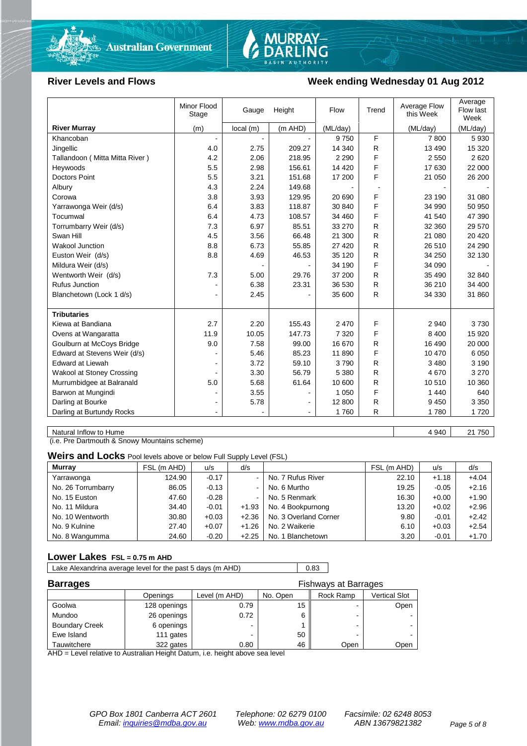## River Levels and Flows

## Week ending Wednesday 01 Aug 2012

| River Murray | Minor Flood Stage (m) | Gauge Height local (m) | Gauge Height (m AHD) | Flow (ML/day) | Trend | Average Flow this Week (ML/day) | Average Flow last Week (ML/day) |
|---|---|---|---|---|---|---|---|
| Khancoban | - | - | - | 9 750 | F | 7 800 | 5 930 |
| Jingellic | 4.0 | 2.75 | 209.27 | 14 340 | R | 13 490 | 15 320 |
| Tallandoon ( Mitta Mitta River ) | 4.2 | 2.06 | 218.95 | 2 290 | F | 2 550 | 2 620 |
| Heywoods | 5.5 | 2.98 | 156.61 | 14 420 | F | 17 630 | 22 000 |
| Doctors Point | 5.5 | 3.21 | 151.68 | 17 200 | F | 21 050 | 26 200 |
| Albury | 4.3 | 2.24 | 149.68 | - | - | - | - |
| Corowa | 3.8 | 3.93 | 129.95 | 20 690 | F | 23 190 | 31 080 |
| Yarrawonga Weir (d/s) | 6.4 | 3.83 | 118.87 | 30 840 | F | 34 990 | 50 950 |
| Tocumwal | 6.4 | 4.73 | 108.57 | 34 460 | F | 41 540 | 47 390 |
| Torrumbarry Weir (d/s) | 7.3 | 6.97 | 85.51 | 33 270 | R | 32 360 | 29 570 |
| Swan Hill | 4.5 | 3.56 | 66.48 | 21 300 | R | 21 080 | 20 420 |
| Wakool Junction | 8.8 | 6.73 | 55.85 | 27 420 | R | 26 510 | 24 290 |
| Euston Weir (d/s) | 8.8 | 4.69 | 46.53 | 35 120 | R | 34 250 | 32 130 |
| Mildura Weir (d/s) | | - | - | 34 190 | F | 34 090 | - |
| Wentworth Weir (d/s) | 7.3 | 5.00 | 29.76 | 37 200 | R | 35 490 | 32 840 |
| Rufus Junction | - | 6.38 | 23.31 | 36 530 | R | 36 210 | 34 400 |
| Blanchetown (Lock 1 d/s) | - | 2.45 | - | 35 600 | R | 34 330 | 31 860 |
| **Tributaries** | | | | | | | |
| Kiewa at Bandiana | 2.7 | 2.20 | 155.43 | 2 470 | F | 2 940 | 3 730 |
| Ovens at Wangaratta | 11.9 | 10.05 | 147.73 | 7 320 | F | 8 400 | 15 920 |
| Goulburn at McCoys Bridge | 9.0 | 7.58 | 99.00 | 16 670 | R | 16 490 | 20 000 |
| Edward at Stevens Weir (d/s) | - | 5.46 | 85.23 | 11 890 | F | 10 470 | 6 050 |
| Edward at Liewah | - | 3.72 | 59.10 | 3 790 | R | 3 480 | 3 190 |
| Wakool at Stoney Crossing | - | 3.30 | 56.79 | 5 380 | R | 4 670 | 3 270 |
| Murrumbidgee at Balranald | 5.0 | 5.68 | 61.64 | 10 600 | R | 10 510 | 10 360 |
| Barwon at Mungindi | - | 3.55 | - | 1 050 | F | 1 440 | 640 |
| Darling at Bourke | - | 5.78 | - | 12 800 | R | 9 450 | 3 350 |
| Darling at Burtundy Rocks | - | - | - | 1 760 | R | 1 780 | 1 720 |

| | This Week | Last Week |
|---|---|---|
| Natural Inflow to Hume | 4 940 | 21 750 |

(i.e. Pre Dartmouth & Snowy Mountains scheme)

## Weirs and Locks

Pool levels above or below Full Supply Level (FSL)

| Murray | FSL (m AHD) | u/s | d/s | | FSL (m AHD) | u/s | d/s |
|---|---|---|---|---|---|---|---|
| Yarrawonga | 124.90 | -0.17 | - | No. 7 Rufus River | 22.10 | +1.18 | +4.04 |
| No. 26 Torrumbarry | 86.05 | -0.13 | - | No. 6 Murtho | 19.25 | -0.05 | +2.16 |
| No. 15 Euston | 47.60 | -0.28 | - | No. 5 Renmark | 16.30 | +0.00 | +1.90 |
| No. 11 Mildura | 34.40 | -0.01 | +1.93 | No. 4 Bookpurnong | 13.20 | +0.02 | +2.96 |
| No. 10 Wentworth | 30.80 | +0.03 | +2.36 | No. 3 Overland Corner | 9.80 | -0.01 | +2.42 |
| No. 9 Kulnine | 27.40 | +0.07 | +1.26 | No. 2 Waikerie | 6.10 | +0.03 | +2.54 |
| No. 8 Wangumma | 24.60 | -0.20 | +2.25 | No. 1 Blanchetown | 3.20 | -0.01 | +1.70 |

## Lower Lakes FSL = 0.75 m AHD

| Lake Alexandrina average level for the past 5 days (m AHD) | 0.83 |
|---|---|

## Barrages

| | Openings | Level (m AHD) | No. Open | Fishways at Barrages: Rock Ramp | Fishways at Barrages: Vertical Slot |
|---|---|---|---|---|---|
| Goolwa | 128 openings | 0.79 | 15 | - | Open |
| Mundoo | 26 openings | 0.72 | 6 | - | - |
| Boundary Creek | 6 openings | - | 1 | - | - |
| Ewe Island | 111 gates | - | 50 | - | - |
| Tauwitchere | 322 gates | 0.80 | 46 | Open | Open |

AHD = Level relative to Australian Height Datum, i.e. height above sea level

*GPO Box 1801 Canberra ACT 2601 Telephone: 02 6279 0100 Facsimile: 02 6248 8053*
*Email: inquiries@mdba.gov.au Web: www.mdba.gov.au ABN 13679821382*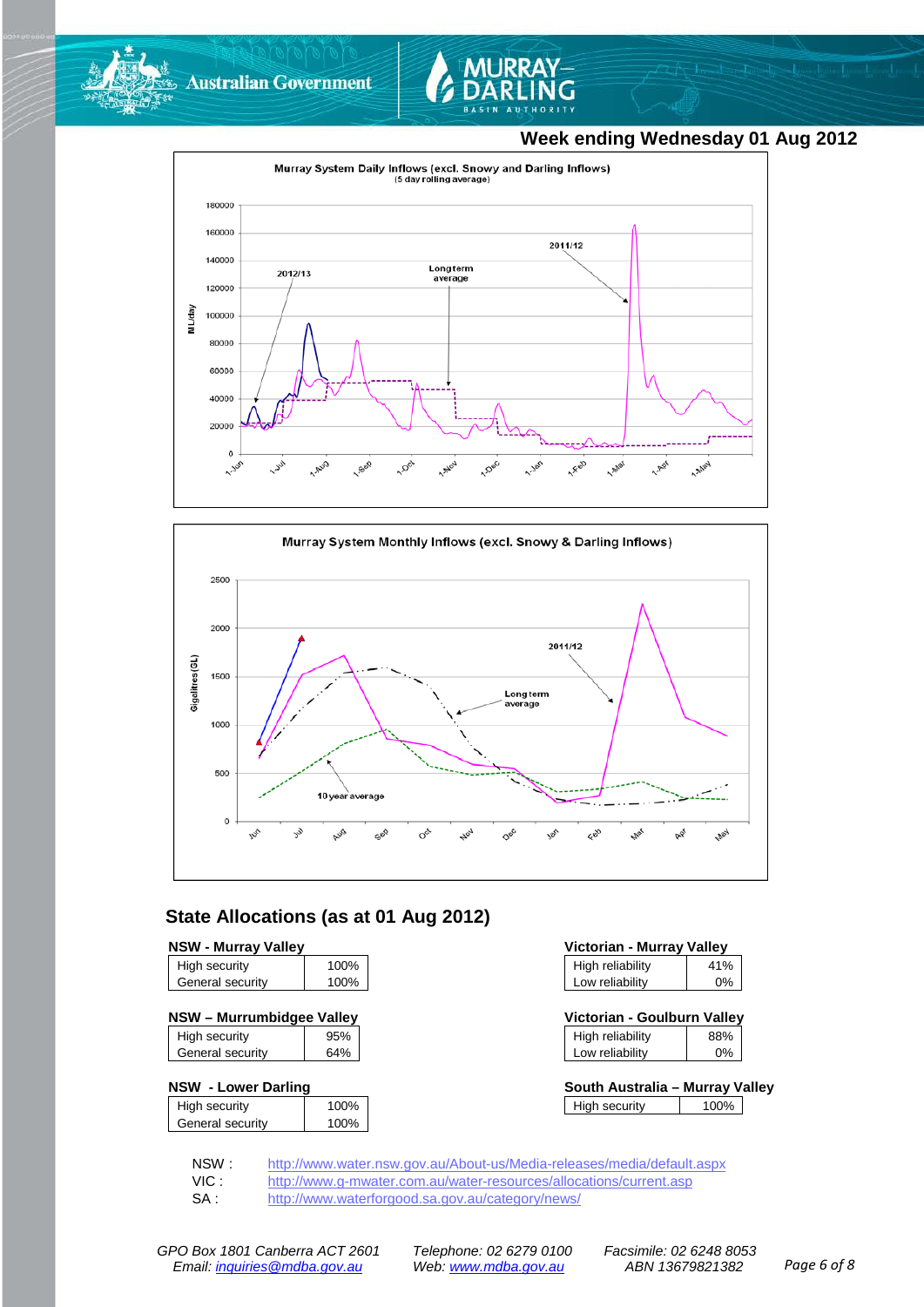## Week ending Wednesday 01 Aug 2012

**Murray System Daily Inflows (excl. Snowy and Darling Inflows)**
(5 day rolling average)

**Murray System Monthly Inflows (excl. Snowy & Darling Inflows)**

## State Allocations (as at 01 Aug 2012)

**NSW - Murray Valley**

| | |
|---|---|
| High security | 100% |
| General security | 100% |

**NSW – Murrumbidgee Valley**

| | |
|---|---|
| High security | 95% |
| General security | 64% |

**NSW - Lower Darling**

| | |
|---|---|
| High security | 100% |
| General security | 100% |

**Victorian - Murray Valley**

| | |
|---|---|
| High reliability | 41% |
| Low reliability | 0% |

**Victorian - Goulburn Valley**

| | |
|---|---|
| High reliability | 88% |
| Low reliability | 0% |

**South Australia – Murray Valley**

| | |
|---|---|
| High security | 100% |

NSW : http://www.water.nsw.gov.au/About-us/Media-releases/media/default.aspx
VIC : http://www.g-mwater.com.au/water-resources/allocations/current.asp
SA : http://www.waterforgood.sa.gov.au/category/news/

*GPO Box 1801 Canberra ACT 2601* *Telephone: 02 6279 0100* *Facsimile: 02 6248 8053*
*Email: inquiries@mdba.gov.au* *Web: www.mdba.gov.au* *ABN 13679821382*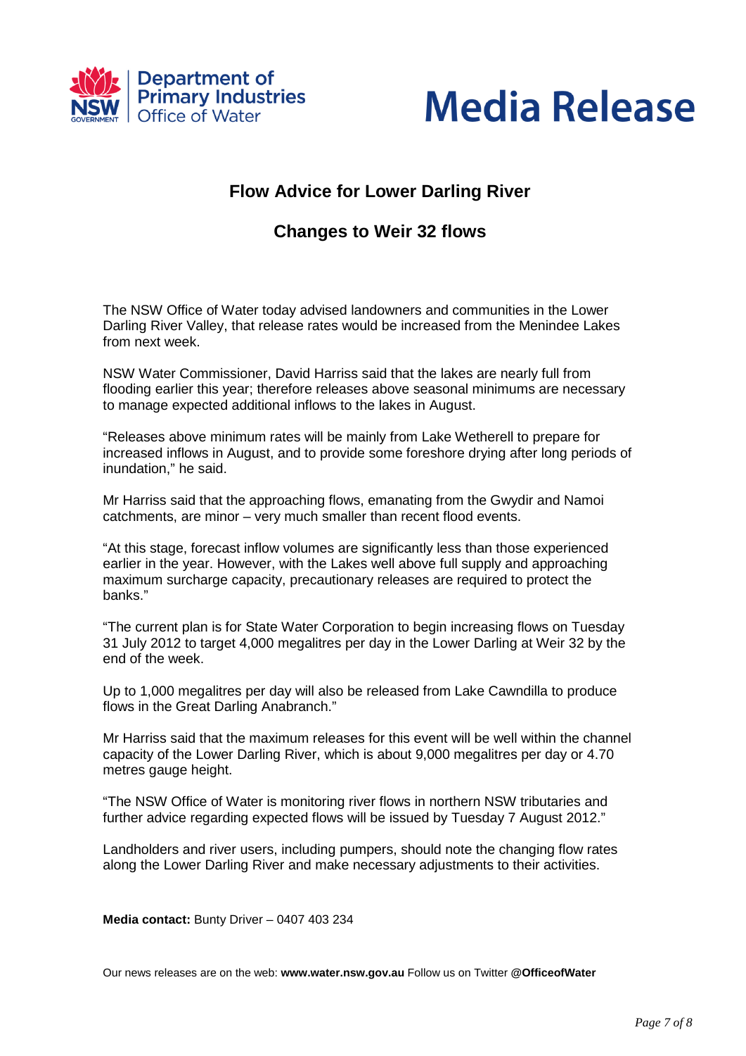# Media Release

Department of Primary Industries
Office of Water

## Flow Advice for Lower Darling River

## Changes to Weir 32 flows

The NSW Office of Water today advised landowners and communities in the Lower Darling River Valley, that release rates would be increased from the Menindee Lakes from next week.

NSW Water Commissioner, David Harriss said that the lakes are nearly full from flooding earlier this year; therefore releases above seasonal minimums are necessary to manage expected additional inflows to the lakes in August.

"Releases above minimum rates will be mainly from Lake Wetherell to prepare for increased inflows in August, and to provide some foreshore drying after long periods of inundation," he said.

Mr Harriss said that the approaching flows, emanating from the Gwydir and Namoi catchments, are minor – very much smaller than recent flood events.

"At this stage, forecast inflow volumes are significantly less than those experienced earlier in the year. However, with the Lakes well above full supply and approaching maximum surcharge capacity, precautionary releases are required to protect the banks."

"The current plan is for State Water Corporation to begin increasing flows on Tuesday 31 July 2012 to target 4,000 megalitres per day in the Lower Darling at Weir 32 by the end of the week.

Up to 1,000 megalitres per day will also be released from Lake Cawndilla to produce flows in the Great Darling Anabranch."

Mr Harriss said that the maximum releases for this event will be well within the channel capacity of the Lower Darling River, which is about 9,000 megalitres per day or 4.70 metres gauge height.

"The NSW Office of Water is monitoring river flows in northern NSW tributaries and further advice regarding expected flows will be issued by Tuesday 7 August 2012."

Landholders and river users, including pumpers, should note the changing flow rates along the Lower Darling River and make necessary adjustments to their activities.

**Media contact:** Bunty Driver – 0407 403 234

Our news releases are on the web: **www.water.nsw.gov.au** Follow us on Twitter **@OfficeofWater**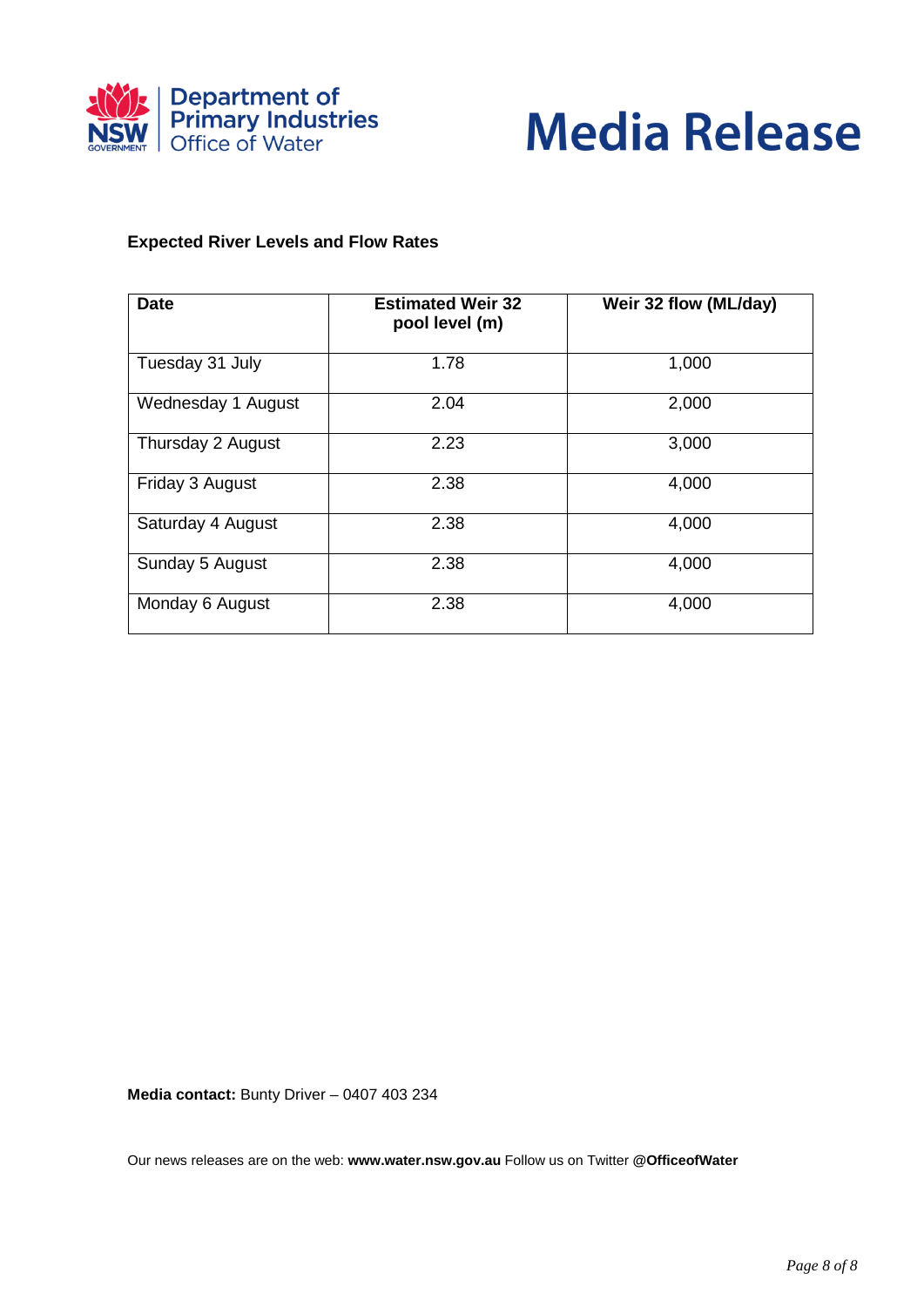**Expected River Levels and Flow Rates**

| Date | Estimated Weir 32 pool level (m) | Weir 32 flow (ML/day) |
|---|---|---|
| Tuesday 31 July | 1.78 | 1,000 |
| Wednesday 1 August | 2.04 | 2,000 |
| Thursday 2 August | 2.23 | 3,000 |
| Friday 3 August | 2.38 | 4,000 |
| Saturday 4 August | 2.38 | 4,000 |
| Sunday 5 August | 2.38 | 4,000 |
| Monday 6 August | 2.38 | 4,000 |

**Media contact:** Bunty Driver – 0407 403 234

Our news releases are on the web: **www.water.nsw.gov.au** Follow us on Twitter **@OfficeofWater**